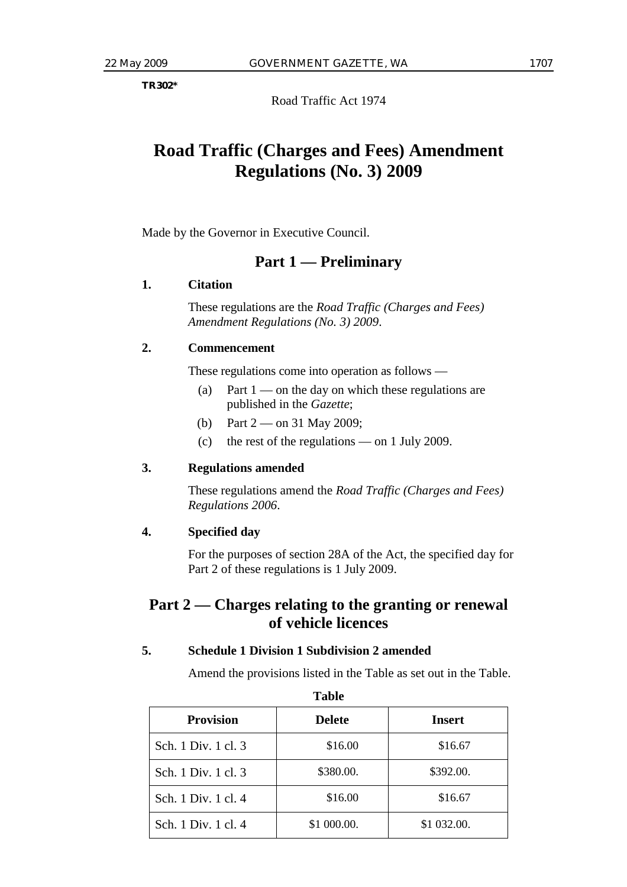TR302*

Road Traffic Act 1974

# Road Traffic (Charges and Fees) Amendment Regulations (No. 3) 2009

Made by the Governor in Executive Council.

## Part 1 — Preliminary

### 1. Citation

These regulations are the *Road Traffic (Charges and Fees) Amendment Regulations (No. 3) 2009*.

### 2. Commencement

These regulations come into operation as follows —

(a) Part 1 — on the day on which these regulations are published in the *Gazette*;

(b) Part 2 — on 31 May 2009;

(c) the rest of the regulations — on 1 July 2009.

### 3. Regulations amended

These regulations amend the *Road Traffic (Charges and Fees) Regulations 2006*.

### 4. Specified day

For the purposes of section 28A of the Act, the specified day for Part 2 of these regulations is 1 July 2009.

## Part 2 — Charges relating to the granting or renewal of vehicle licences

### 5. Schedule 1 Division 1 Subdivision 2 amended

Amend the provisions listed in the Table as set out in the Table.

**Table**

| Provision | Delete | Insert |
|---|---|---|
| Sch. 1 Div. 1 cl. 3 | $16.00 | $16.67 |
| Sch. 1 Div. 1 cl. 3 | $380.00. | $392.00. |
| Sch. 1 Div. 1 cl. 4 | $16.00 | $16.67 |
| Sch. 1 Div. 1 cl. 4 | $1 000.00. | $1 032.00. |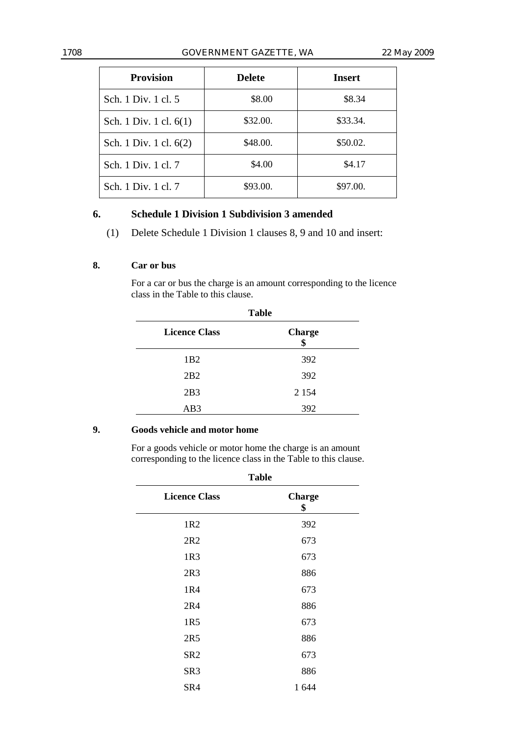| Provision | Delete | Insert |
|---|---|---|
| Sch. 1 Div. 1 cl. 5 | $8.00 | $8.34 |
| Sch. 1 Div. 1 cl. 6(1) | $32.00. | $33.34. |
| Sch. 1 Div. 1 cl. 6(2) | $48.00. | $50.02. |
| Sch. 1 Div. 1 cl. 7 | $4.00 | $4.17 |
| Sch. 1 Div. 1 cl. 7 | $93.00. | $97.00. |

### 6. Schedule 1 Division 1 Subdivision 3 amended

(1) Delete Schedule 1 Division 1 clauses 8, 9 and 10 and insert:

**8. Car or bus**

For a car or bus the charge is an amount corresponding to the licence class in the Table to this clause.

**Table**

| Licence Class | Charge $ |
|---|---|
| 1B2 | 392 |
| 2B2 | 392 |
| 2B3 | 2 154 |
| AB3 | 392 |

**9. Goods vehicle and motor home**

For a goods vehicle or motor home the charge is an amount corresponding to the licence class in the Table to this clause.

**Table**

| Licence Class | Charge $ |
|---|---|
| 1R2 | 392 |
| 2R2 | 673 |
| 1R3 | 673 |
| 2R3 | 886 |
| 1R4 | 673 |
| 2R4 | 886 |
| 1R5 | 673 |
| 2R5 | 886 |
| SR2 | 673 |
| SR3 | 886 |
| SR4 | 1 644 |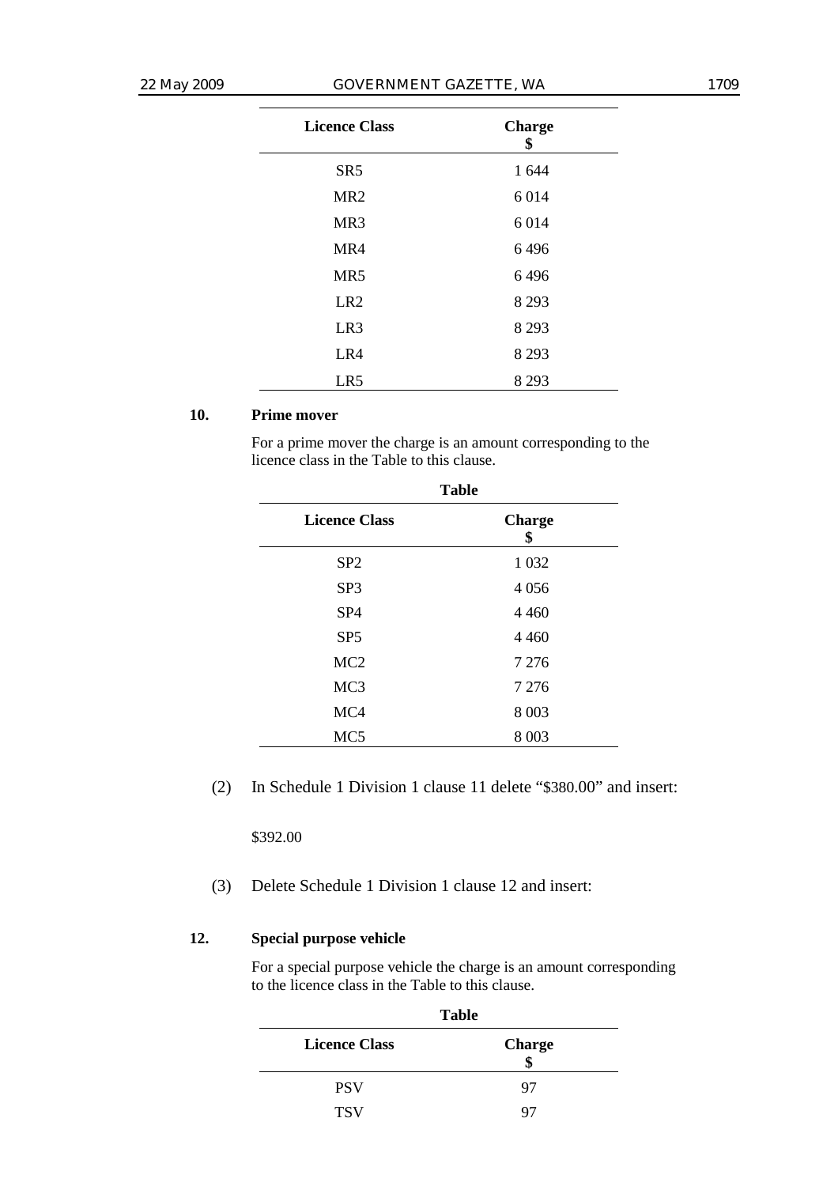| Licence Class | Charge $ |
|---|---|
| SR5 | 1 644 |
| MR2 | 6 014 |
| MR3 | 6 014 |
| MR4 | 6 496 |
| MR5 | 6 496 |
| LR2 | 8 293 |
| LR3 | 8 293 |
| LR4 | 8 293 |
| LR5 | 8 293 |

**10. Prime mover**

For a prime mover the charge is an amount corresponding to the licence class in the Table to this clause.

**Table**

| Licence Class | Charge $ |
|---|---|
| SP2 | 1 032 |
| SP3 | 4 056 |
| SP4 | 4 460 |
| SP5 | 4 460 |
| MC2 | 7 276 |
| MC3 | 7 276 |
| MC4 | 8 003 |
| MC5 | 8 003 |

(2) In Schedule 1 Division 1 clause 11 delete "$380.00" and insert:

$392.00

(3) Delete Schedule 1 Division 1 clause 12 and insert:

**12. Special purpose vehicle**

For a special purpose vehicle the charge is an amount corresponding to the licence class in the Table to this clause.

**Table**

| Licence Class | Charge $ |
|---|---|
| PSV | 97 |
| TSV | 97 |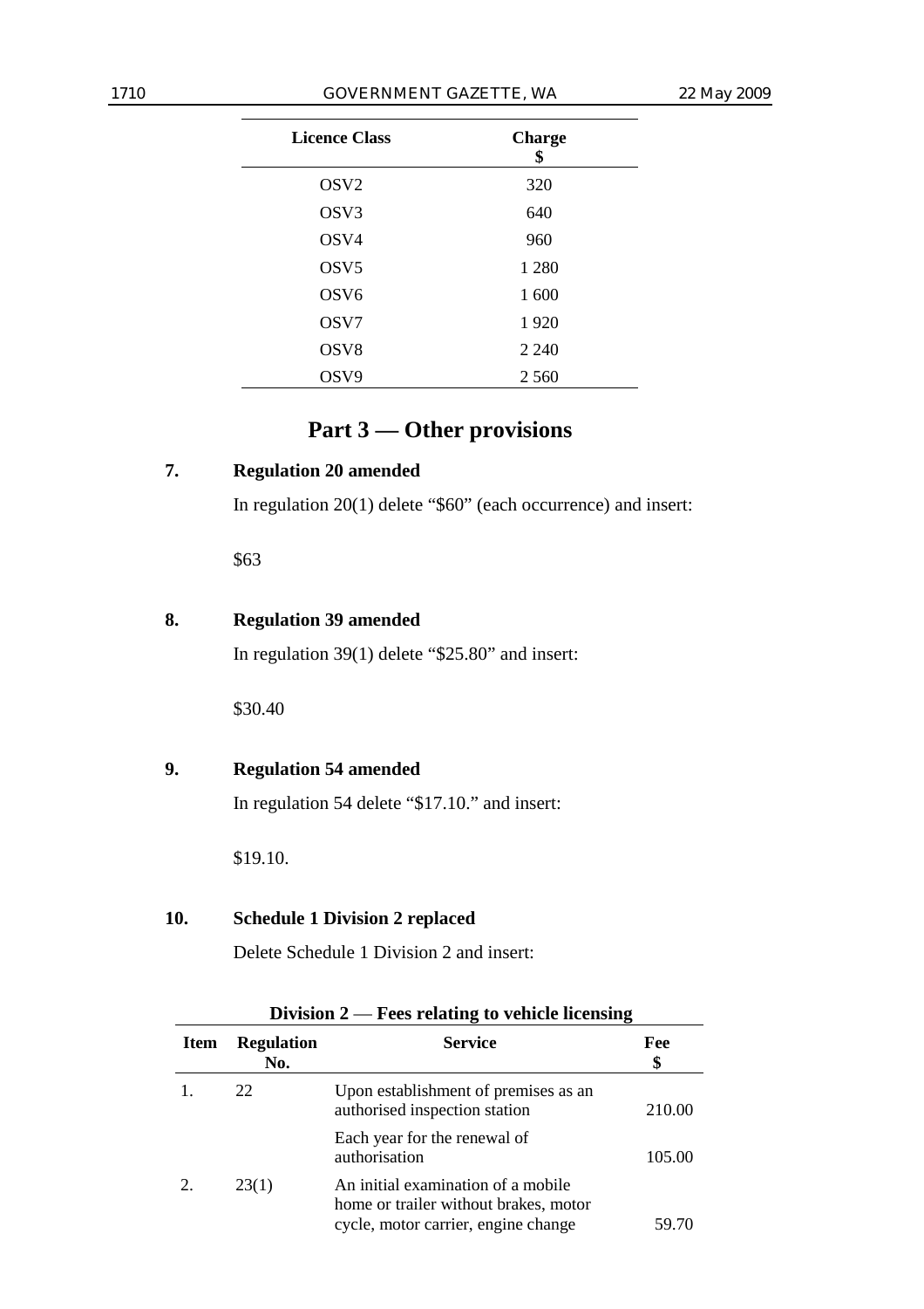| Licence Class | Charge $ |
|---|---|
| OSV2 | 320 |
| OSV3 | 640 |
| OSV4 | 960 |
| OSV5 | 1 280 |
| OSV6 | 1 600 |
| OSV7 | 1 920 |
| OSV8 | 2 240 |
| OSV9 | 2 560 |

## Part 3 — Other provisions

### 7. Regulation 20 amended

In regulation 20(1) delete "$60" (each occurrence) and insert:

$63

### 8. Regulation 39 amended

In regulation 39(1) delete "$25.80" and insert:

$30.40

### 9. Regulation 54 amended

In regulation 54 delete "$17.10." and insert:

$19.10.

### 10. Schedule 1 Division 2 replaced

Delete Schedule 1 Division 2 and insert:

**Division 2 — Fees relating to vehicle licensing**

| Item | Regulation No. | Service | Fee $ |
|---|---|---|---|
| 1. | 22 | Upon establishment of premises as an authorised inspection station | 210.00 |
| | | Each year for the renewal of authorisation | 105.00 |
| 2. | 23(1) | An initial examination of a mobile home or trailer without brakes, motor cycle, motor carrier, engine change | 59.70 |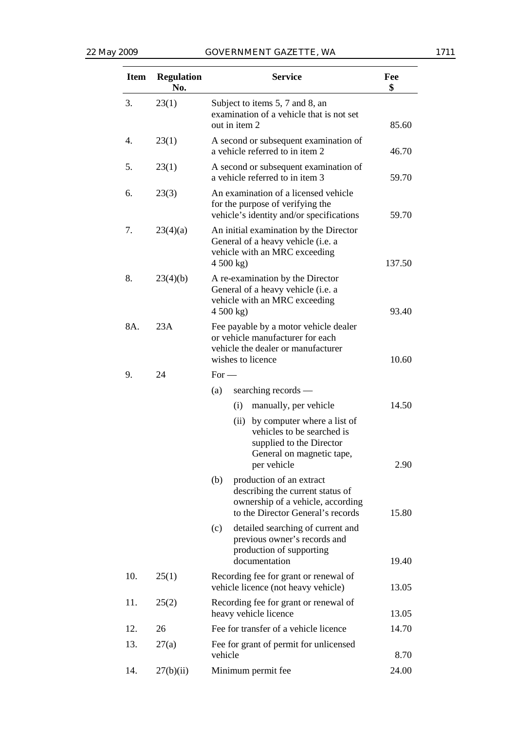| Item | Regulation No. | Service | Fee $ |
|---|---|---|---|
| 3. | 23(1) | Subject to items 5, 7 and 8, an examination of a vehicle that is not set out in item 2 | 85.60 |
| 4. | 23(1) | A second or subsequent examination of a vehicle referred to in item 2 | 46.70 |
| 5. | 23(1) | A second or subsequent examination of a vehicle referred to in item 3 | 59.70 |
| 6. | 23(3) | An examination of a licensed vehicle for the purpose of verifying the vehicle's identity and/or specifications | 59.70 |
| 7. | 23(4)(a) | An initial examination by the Director General of a heavy vehicle (i.e. a vehicle with an MRC exceeding 4 500 kg) | 137.50 |
| 8. | 23(4)(b) | A re-examination by the Director General of a heavy vehicle (i.e. a vehicle with an MRC exceeding 4 500 kg) | 93.40 |
| 8A. | 23A | Fee payable by a motor vehicle dealer or vehicle manufacturer for each vehicle the dealer or manufacturer wishes to licence | 10.60 |
| 9. | 24 | For — | |
| | | (a) searching records — | |
| | | (i) manually, per vehicle | 14.50 |
| | | (ii) by computer where a list of vehicles to be searched is supplied to the Director General on magnetic tape, per vehicle | 2.90 |
| | | (b) production of an extract describing the current status of ownership of a vehicle, according to the Director General's records | 15.80 |
| | | (c) detailed searching of current and previous owner's records and production of supporting documentation | 19.40 |
| 10. | 25(1) | Recording fee for grant or renewal of vehicle licence (not heavy vehicle) | 13.05 |
| 11. | 25(2) | Recording fee for grant or renewal of heavy vehicle licence | 13.05 |
| 12. | 26 | Fee for transfer of a vehicle licence | 14.70 |
| 13. | 27(a) | Fee for grant of permit for unlicensed vehicle | 8.70 |
| 14. | 27(b)(ii) | Minimum permit fee | 24.00 |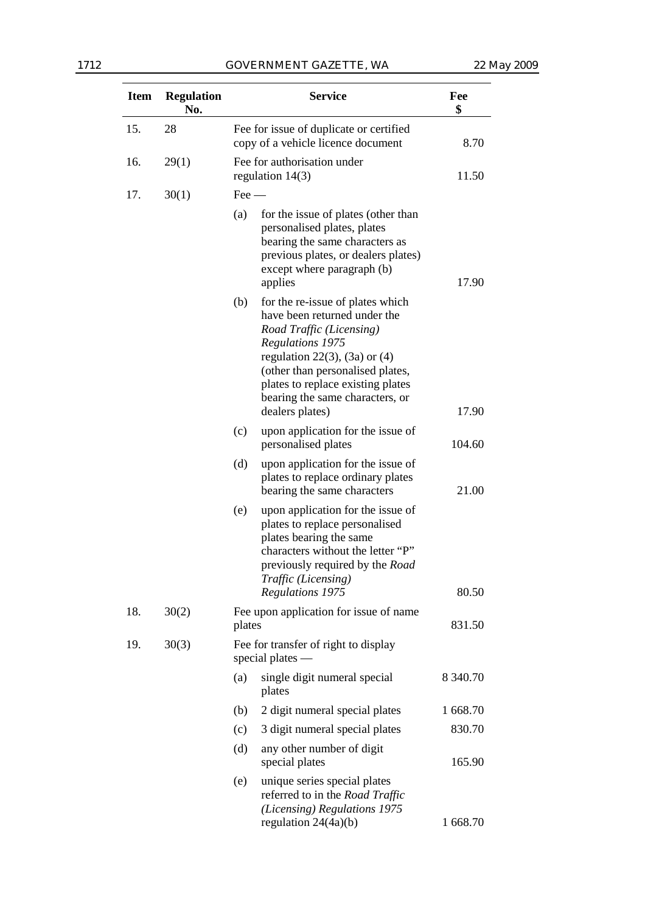| Item | Regulation No. | Service | Fee $ |
|---|---|---|---|
| 15. | 28 | Fee for issue of duplicate or certified copy of a vehicle licence document | 8.70 |
| 16. | 29(1) | Fee for authorisation under regulation 14(3) | 11.50 |
| 17. | 30(1) | Fee — | |
| | | (a) for the issue of plates (other than personalised plates, plates bearing the same characters as previous plates, or dealers plates) except where paragraph (b) applies | 17.90 |
| | | (b) for the re-issue of plates which have been returned under the *Road Traffic (Licensing) Regulations 1975* regulation 22(3), (3a) or (4) (other than personalised plates, plates to replace existing plates bearing the same characters, or dealers plates) | 17.90 |
| | | (c) upon application for the issue of personalised plates | 104.60 |
| | | (d) upon application for the issue of plates to replace ordinary plates bearing the same characters | 21.00 |
| | | (e) upon application for the issue of plates to replace personalised plates bearing the same characters without the letter "P" previously required by the *Road Traffic (Licensing) Regulations 1975* | 80.50 |
| 18. | 30(2) | Fee upon application for issue of name plates | 831.50 |
| 19. | 30(3) | Fee for transfer of right to display special plates — | |
| | | (a) single digit numeral special plates | 8 340.70 |
| | | (b) 2 digit numeral special plates | 1 668.70 |
| | | (c) 3 digit numeral special plates | 830.70 |
| | | (d) any other number of digit special plates | 165.90 |
| | | (e) unique series special plates referred to in the *Road Traffic (Licensing) Regulations 1975* regulation 24(4a)(b) | 1 668.70 |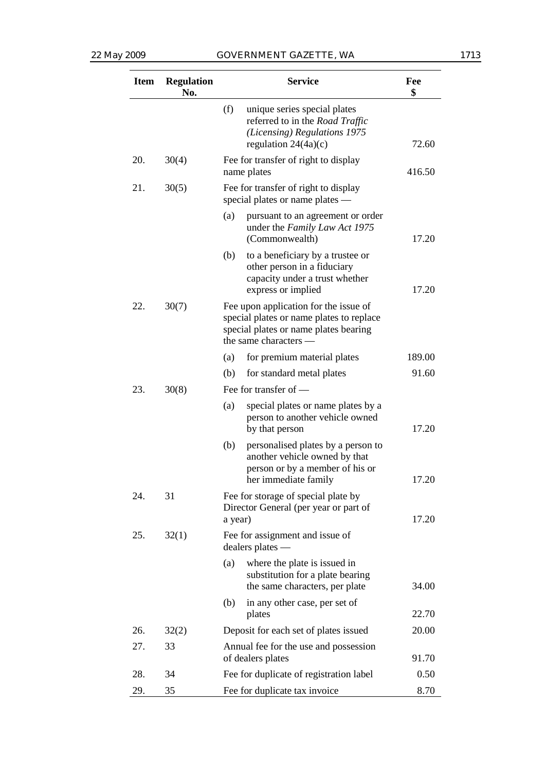| Item | Regulation No. | Service | Fee $ |
|---|---|---|---|
| | | (f) unique series special plates referred to in the *Road Traffic (Licensing) Regulations 1975* regulation 24(4a)(c) | 72.60 |
| 20. | 30(4) | Fee for transfer of right to display name plates | 416.50 |
| 21. | 30(5) | Fee for transfer of right to display special plates or name plates — | |
| | | (a) pursuant to an agreement or order under the *Family Law Act 1975* (Commonwealth) | 17.20 |
| | | (b) to a beneficiary by a trustee or other person in a fiduciary capacity under a trust whether express or implied | 17.20 |
| 22. | 30(7) | Fee upon application for the issue of special plates or name plates to replace special plates or name plates bearing the same characters — | |
| | | (a) for premium material plates | 189.00 |
| | | (b) for standard metal plates | 91.60 |
| 23. | 30(8) | Fee for transfer of — | |
| | | (a) special plates or name plates by a person to another vehicle owned by that person | 17.20 |
| | | (b) personalised plates by a person to another vehicle owned by that person or by a member of his or her immediate family | 17.20 |
| 24. | 31 | Fee for storage of special plate by Director General (per year or part of a year) | 17.20 |
| 25. | 32(1) | Fee for assignment and issue of dealers plates — | |
| | | (a) where the plate is issued in substitution for a plate bearing the same characters, per plate | 34.00 |
| | | (b) in any other case, per set of plates | 22.70 |
| 26. | 32(2) | Deposit for each set of plates issued | 20.00 |
| 27. | 33 | Annual fee for the use and possession of dealers plates | 91.70 |
| 28. | 34 | Fee for duplicate of registration label | 0.50 |
| 29. | 35 | Fee for duplicate tax invoice | 8.70 |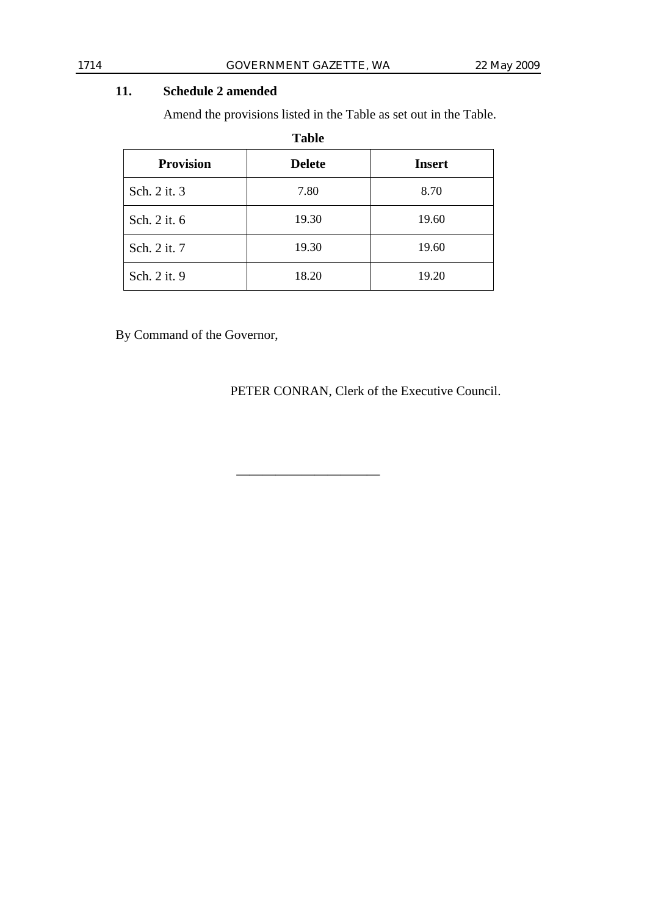### 11. Schedule 2 amended

Amend the provisions listed in the Table as set out in the Table.

**Table**

| Provision | Delete | Insert |
|---|---|---|
| Sch. 2 it. 3 | 7.80 | 8.70 |
| Sch. 2 it. 6 | 19.30 | 19.60 |
| Sch. 2 it. 7 | 19.30 | 19.60 |
| Sch. 2 it. 9 | 18.20 | 19.20 |

By Command of the Governor,

PETER CONRAN, Clerk of the Executive Council.

---